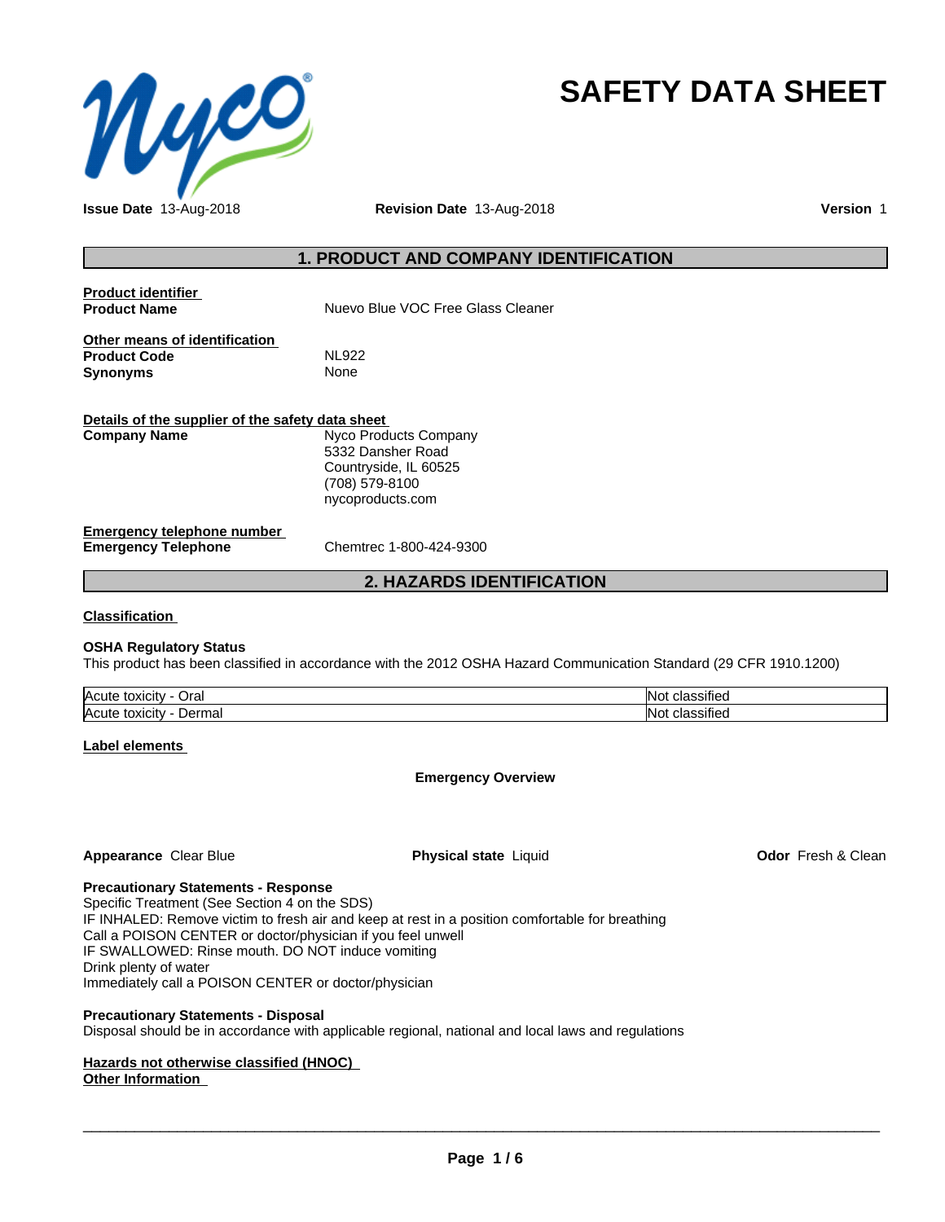# SAFETY DATA SHEET

**Issue Date** 13-Aug-2018 **Revision Date** 13-Aug-2018 **Version** 1

## 1. PRODUCT AND COMPANY IDENTIFICATION

**Product identifier**

**Product Name** Nuevo Blue VOC Free Glass Cleaner

**Other means of identification**

**Product Code** NL922

**Synonyms** None

**Details of the supplier of the safety data sheet**

**Company Name** Nyco Products Company
5332 Dansher Road
Countryside, IL 60525
(708) 579-8100
nycoproducts.com

**Emergency telephone number**

**Emergency Telephone** Chemtrec 1-800-424-9300

## 2. HAZARDS IDENTIFICATION

**Classification**

**OSHA Regulatory Status**

This product has been classified in accordance with the 2012 OSHA Hazard Communication Standard (29 CFR 1910.1200)

| Acute toxicity - Oral | Not classified |
|---|---|
| Acute toxicity - Dermal | Not classified |

**Label elements**

**Emergency Overview**

**Appearance** Clear Blue **Physical state** Liquid **Odor** Fresh & Clean

**Precautionary Statements - Response**

Specific Treatment (See Section 4 on the SDS)
IF INHALED: Remove victim to fresh air and keep at rest in a position comfortable for breathing
Call a POISON CENTER or doctor/physician if you feel unwell
IF SWALLOWED: Rinse mouth. DO NOT induce vomiting
Drink plenty of water
Immediately call a POISON CENTER or doctor/physician

**Precautionary Statements - Disposal**

Disposal should be in accordance with applicable regional, national and local laws and regulations

**Hazards not otherwise classified (HNOC)**

**Other Information**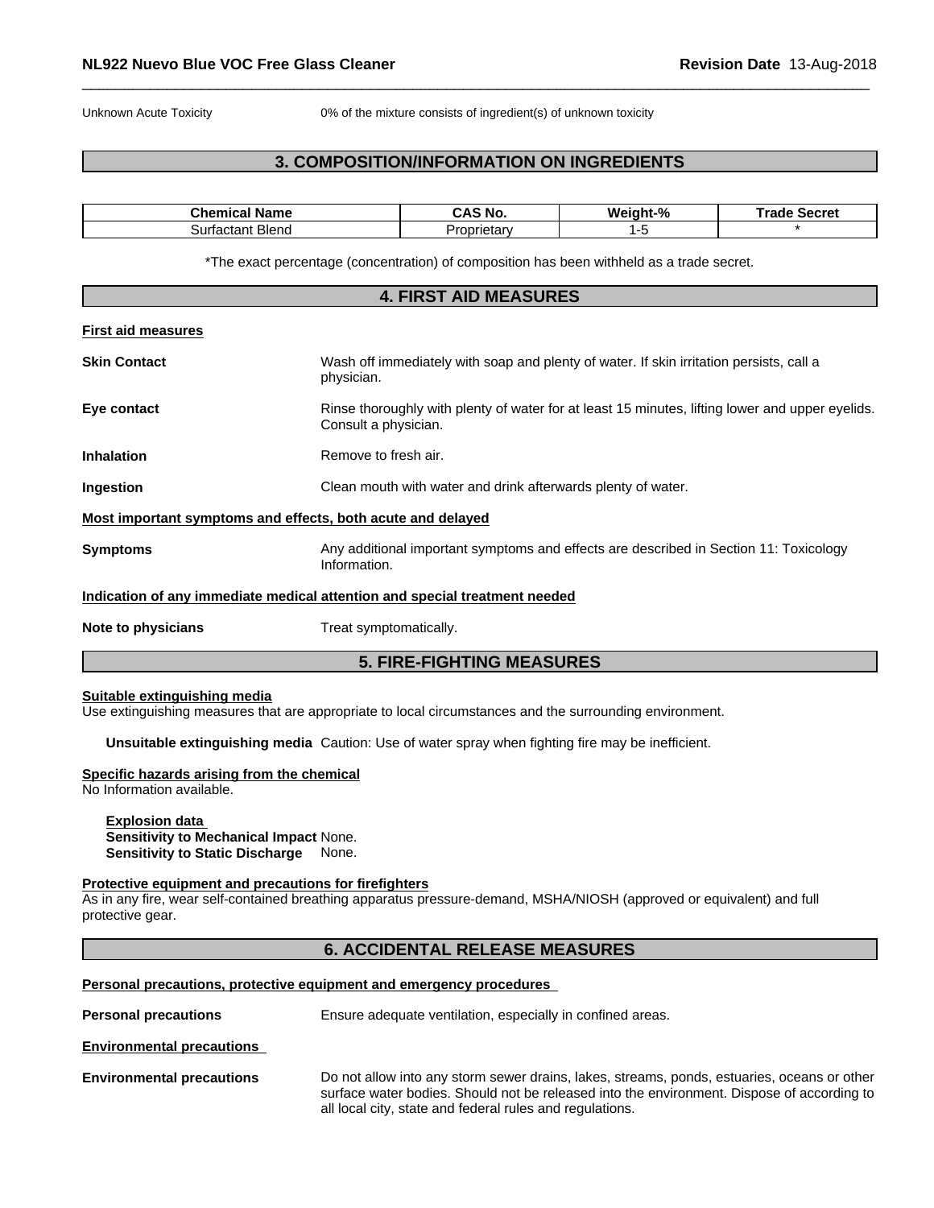| Unknown Acute Toxicity | 0% of the mixture consists of ingredient(s) of unknown toxicity |
|---|---|

## 3. COMPOSITION/INFORMATION ON INGREDIENTS

| Chemical Name | CAS No. | Weight-% | Trade Secret |
|---|---|---|---|
| Surfactant Blend | Proprietary | 1-5 | * |

*The exact percentage (concentration) of composition has been withheld as a trade secret.

## 4. FIRST AID MEASURES

**First aid measures**

**Skin Contact** Wash off immediately with soap and plenty of water. If skin irritation persists, call a physician.

**Eye contact** Rinse thoroughly with plenty of water for at least 15 minutes, lifting lower and upper eyelids. Consult a physician.

**Inhalation** Remove to fresh air.

**Ingestion** Clean mouth with water and drink afterwards plenty of water.

**Most important symptoms and effects, both acute and delayed**

**Symptoms** Any additional important symptoms and effects are described in Section 11: Toxicology Information.

**Indication of any immediate medical attention and special treatment needed**

**Note to physicians** Treat symptomatically.

## 5. FIRE-FIGHTING MEASURES

**Suitable extinguishing media**

Use extinguishing measures that are appropriate to local circumstances and the surrounding environment.

**Unsuitable extinguishing media** Caution: Use of water spray when fighting fire may be inefficient.

**Specific hazards arising from the chemical**

No Information available.

**Explosion data**

**Sensitivity to Mechanical Impact** None.

**Sensitivity to Static Discharge** None.

**Protective equipment and precautions for firefighters**

As in any fire, wear self-contained breathing apparatus pressure-demand, MSHA/NIOSH (approved or equivalent) and full protective gear.

## 6. ACCIDENTAL RELEASE MEASURES

**Personal precautions, protective equipment and emergency procedures**

**Personal precautions** Ensure adequate ventilation, especially in confined areas.

**Environmental precautions**

**Environmental precautions** Do not allow into any storm sewer drains, lakes, streams, ponds, estuaries, oceans or other surface water bodies. Should not be released into the environment. Dispose of according to all local city, state and federal rules and regulations.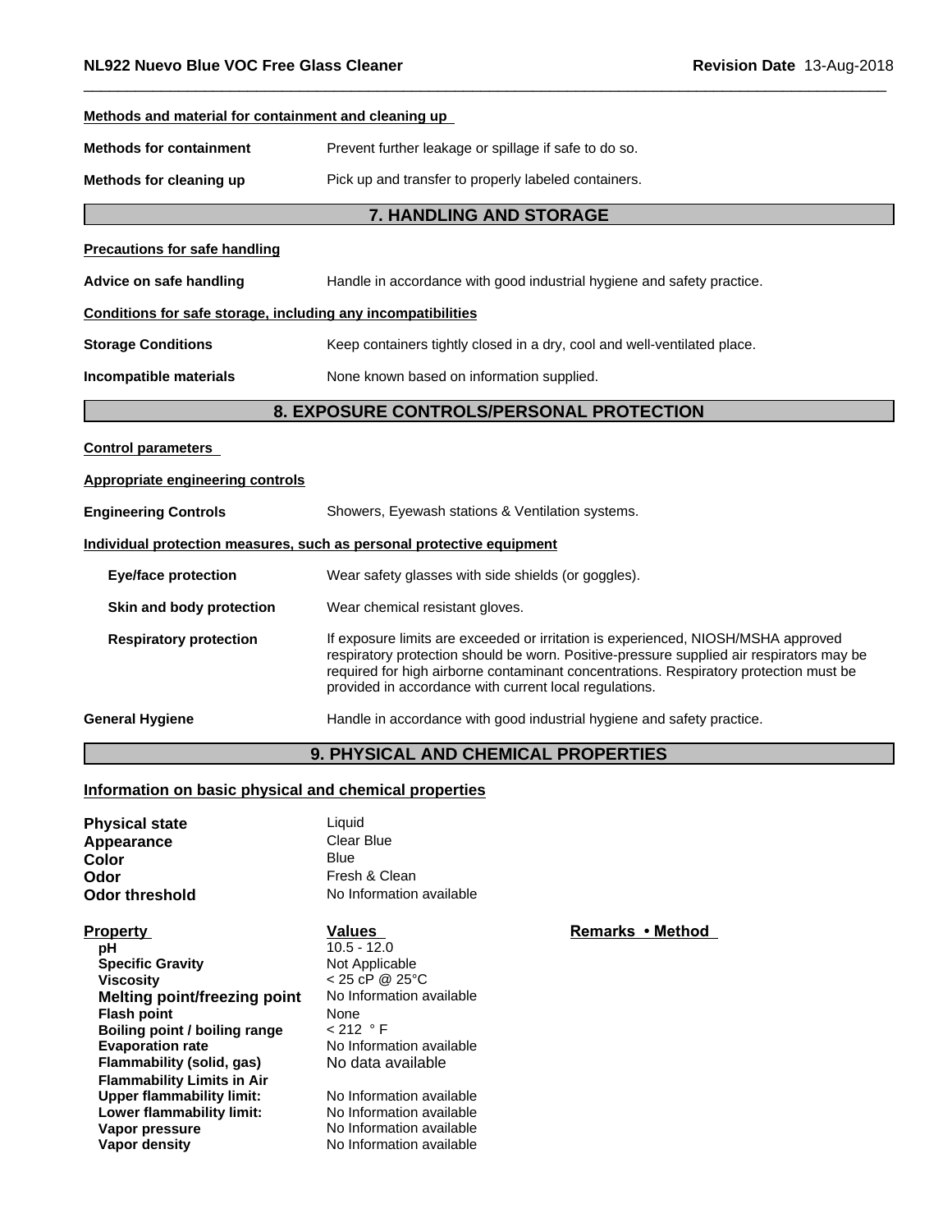**Methods and material for containment and cleaning up**

**Methods for containment** Prevent further leakage or spillage if safe to do so.

**Methods for cleaning up** Pick up and transfer to properly labeled containers.

## 7. HANDLING AND STORAGE

**Precautions for safe handling**

**Advice on safe handling** Handle in accordance with good industrial hygiene and safety practice.

**Conditions for safe storage, including any incompatibilities**

**Storage Conditions** Keep containers tightly closed in a dry, cool and well-ventilated place.

**Incompatible materials** None known based on information supplied.

## 8. EXPOSURE CONTROLS/PERSONAL PROTECTION

**Control parameters**

**Appropriate engineering controls**

**Engineering Controls** Showers, Eyewash stations & Ventilation systems.

**Individual protection measures, such as personal protective equipment**

**Eye/face protection** Wear safety glasses with side shields (or goggles).

**Skin and body protection** Wear chemical resistant gloves.

**Respiratory protection** If exposure limits are exceeded or irritation is experienced, NIOSH/MSHA approved respiratory protection should be worn. Positive-pressure supplied air respirators may be required for high airborne contaminant concentrations. Respiratory protection must be provided in accordance with current local regulations.

**General Hygiene** Handle in accordance with good industrial hygiene and safety practice.

## 9. PHYSICAL AND CHEMICAL PROPERTIES

**Information on basic physical and chemical properties**

**Physical state** Liquid
**Appearance** Clear Blue
**Color** Blue
**Odor** Fresh & Clean
**Odor threshold** No Information available

| Property | Values | Remarks • Method |
|---|---|---|
| pH | 10.5 - 12.0 | |
| Specific Gravity | Not Applicable | |
| Viscosity | < 25 cP @ 25°C | |
| Melting point/freezing point | No Information available | |
| Flash point | None | |
| Boiling point / boiling range | < 212 °F | |
| Evaporation rate | No Information available | |
| Flammability (solid, gas) | No data available | |
| Flammability Limits in Air | | |
| Upper flammability limit: | No Information available | |
| Lower flammability limit: | No Information available | |
| Vapor pressure | No Information available | |
| Vapor density | No Information available | |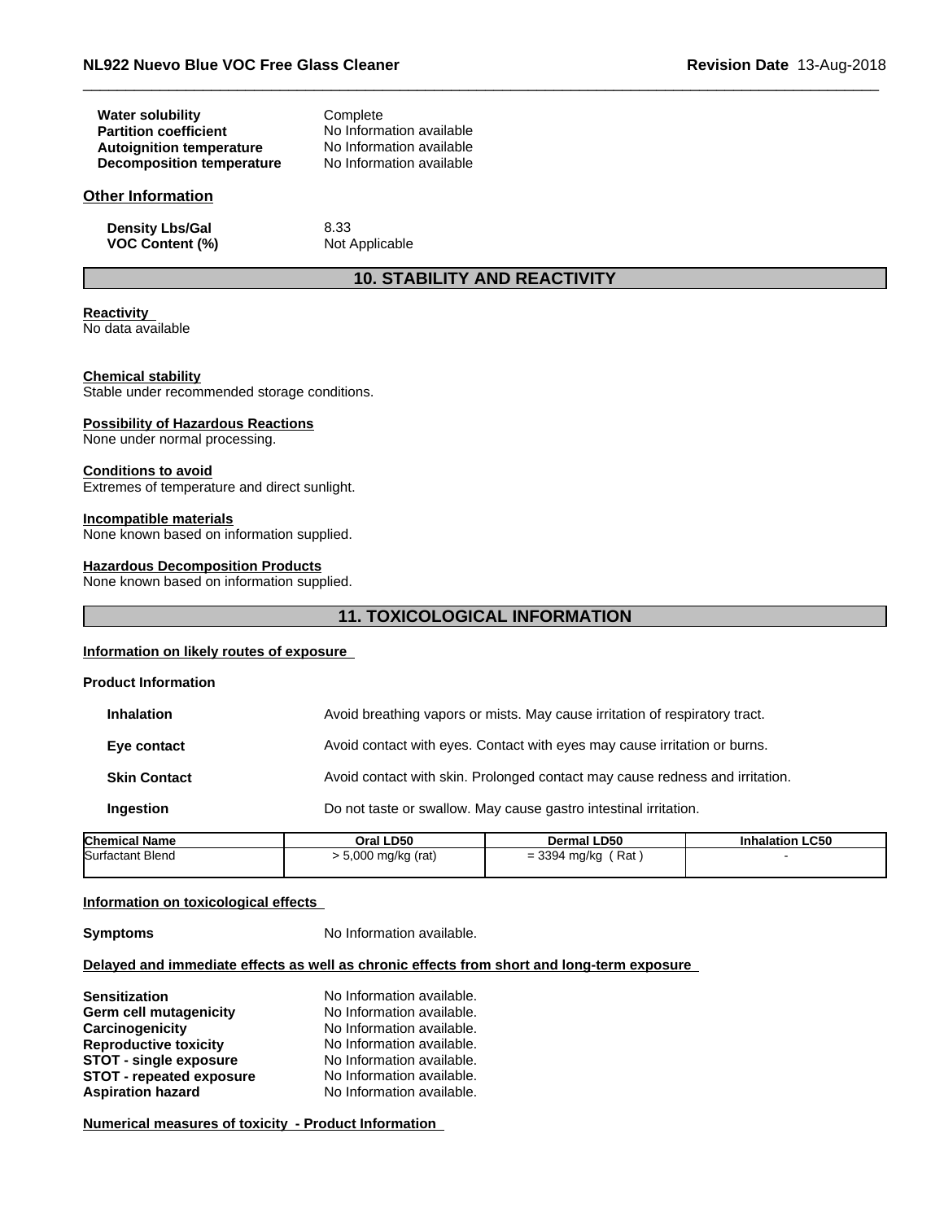| | |
|---|---|
| **Water solubility** | Complete |
| **Partition coefficient** | No Information available |
| **Autoignition temperature** | No Information available |
| **Decomposition temperature** | No Information available |

### Other Information

| | |
|---|---|
| **Density Lbs/Gal** | 8.33 |
| **VOC Content (%)** | Not Applicable |

## 10. STABILITY AND REACTIVITY

**Reactivity**
No data available

**Chemical stability**
Stable under recommended storage conditions.

**Possibility of Hazardous Reactions**
None under normal processing.

**Conditions to avoid**
Extremes of temperature and direct sunlight.

**Incompatible materials**
None known based on information supplied.

**Hazardous Decomposition Products**
None known based on information supplied.

## 11. TOXICOLOGICAL INFORMATION

**Information on likely routes of exposure**

**Product Information**

| | |
|---|---|
| **Inhalation** | Avoid breathing vapors or mists. May cause irritation of respiratory tract. |
| **Eye contact** | Avoid contact with eyes. Contact with eyes may cause irritation or burns. |
| **Skin Contact** | Avoid contact with skin. Prolonged contact may cause redness and irritation. |
| **Ingestion** | Do not taste or swallow. May cause gastro intestinal irritation. |

| Chemical Name | Oral LD50 | Dermal LD50 | Inhalation LC50 |
|---|---|---|---|
| Surfactant Blend | > 5,000 mg/kg (rat) | = 3394 mg/kg ( Rat ) | - |

**Information on toxicological effects**

**Symptoms** No Information available.

**Delayed and immediate effects as well as chronic effects from short and long-term exposure**

| | |
|---|---|
| **Sensitization** | No Information available. |
| **Germ cell mutagenicity** | No Information available. |
| **Carcinogenicity** | No Information available. |
| **Reproductive toxicity** | No Information available. |
| **STOT - single exposure** | No Information available. |
| **STOT - repeated exposure** | No Information available. |
| **Aspiration hazard** | No Information available. |

**Numerical measures of toxicity - Product Information**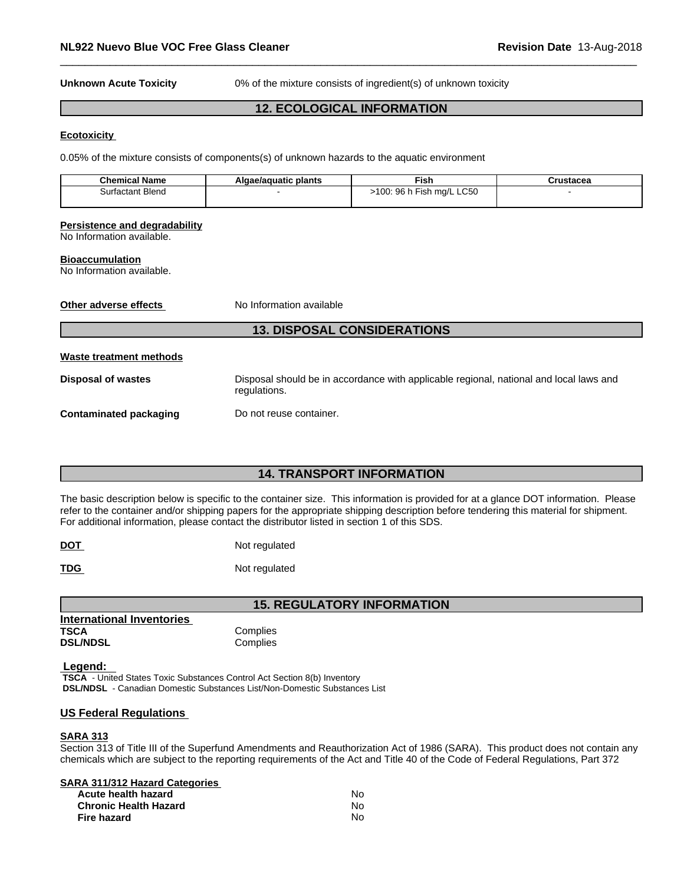**Unknown Acute Toxicity** 0% of the mixture consists of ingredient(s) of unknown toxicity

## 12. ECOLOGICAL INFORMATION

**Ecotoxicity**

0.05% of the mixture consists of components(s) of unknown hazards to the aquatic environment

| Chemical Name | Algae/aquatic plants | Fish | Crustacea |
|---|---|---|---|
| Surfactant Blend | - | >100: 96 h Fish mg/L LC50 | - |

**Persistence and degradability**
No Information available.

**Bioaccumulation**
No Information available.

**Other adverse effects** No Information available

## 13. DISPOSAL CONSIDERATIONS

**Waste treatment methods**

**Disposal of wastes** Disposal should be in accordance with applicable regional, national and local laws and regulations.

**Contaminated packaging** Do not reuse container.

## 14. TRANSPORT INFORMATION

The basic description below is specific to the container size. This information is provided for at a glance DOT information. Please refer to the container and/or shipping papers for the appropriate shipping description before tendering this material for shipment. For additional information, please contact the distributor listed in section 1 of this SDS.

**DOT** Not regulated

**TDG** Not regulated

## 15. REGULATORY INFORMATION

**International Inventories**
**TSCA** Complies
**DSL/NDSL** Complies

**Legend:**
**TSCA** - United States Toxic Substances Control Act Section 8(b) Inventory
**DSL/NDSL** - Canadian Domestic Substances List/Non-Domestic Substances List

**US Federal Regulations**

**SARA 313**
Section 313 of Title III of the Superfund Amendments and Reauthorization Act of 1986 (SARA). This product does not contain any chemicals which are subject to the reporting requirements of the Act and Title 40 of the Code of Federal Regulations, Part 372

**SARA 311/312 Hazard Categories**

| | |
|---|---|
| **Acute health hazard** | No |
| **Chronic Health Hazard** | No |
| **Fire hazard** | No |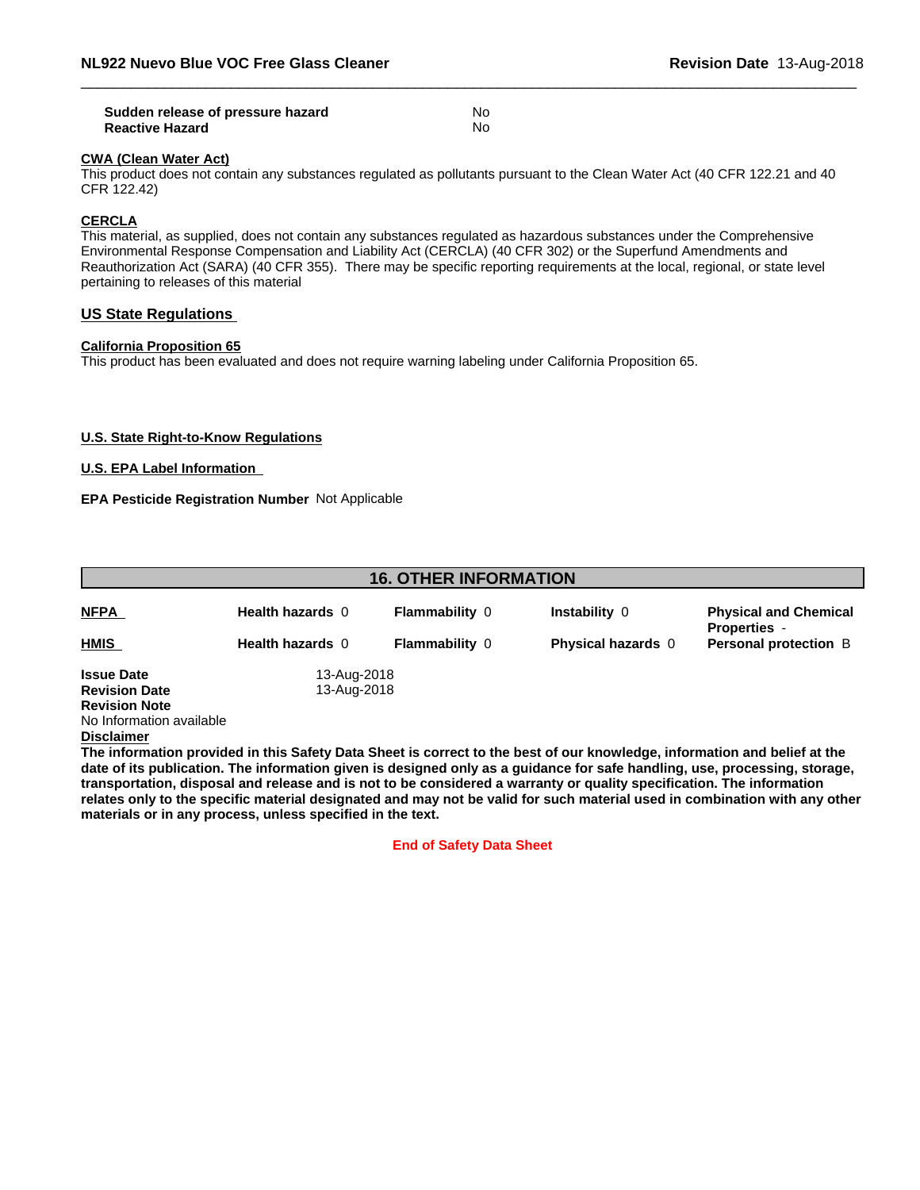| | |
|---|---|
| **Sudden release of pressure hazard** | No |
| **Reactive Hazard** | No |

**CWA (Clean Water Act)**

This product does not contain any substances regulated as pollutants pursuant to the Clean Water Act (40 CFR 122.21 and 40 CFR 122.42)

**CERCLA**

This material, as supplied, does not contain any substances regulated as hazardous substances under the Comprehensive Environmental Response Compensation and Liability Act (CERCLA) (40 CFR 302) or the Superfund Amendments and Reauthorization Act (SARA) (40 CFR 355). There may be specific reporting requirements at the local, regional, or state level pertaining to releases of this material

## US State Regulations

**California Proposition 65**

This product has been evaluated and does not require warning labeling under California Proposition 65.

**U.S. State Right-to-Know Regulations**

**U.S. EPA Label Information**

**EPA Pesticide Registration Number** Not Applicable

## 16. OTHER INFORMATION

| | | | | |
|---|---|---|---|---|
| **NFPA** | **Health hazards** 0 | **Flammability** 0 | **Instability** 0 | **Physical and Chemical Properties** - |
| **HMIS** | **Health hazards** 0 | **Flammability** 0 | **Physical hazards** 0 | **Personal protection** B |

**Issue Date** 13-Aug-2018
**Revision Date** 13-Aug-2018
**Revision Note**
No Information available

**Disclaimer**

**The information provided in this Safety Data Sheet is correct to the best of our knowledge, information and belief at the date of its publication. The information given is designed only as a guidance for safe handling, use, processing, storage, transportation, disposal and release and is not to be considered a warranty or quality specification. The information relates only to the specific material designated and may not be valid for such material used in combination with any other materials or in any process, unless specified in the text.**

**End of Safety Data Sheet**